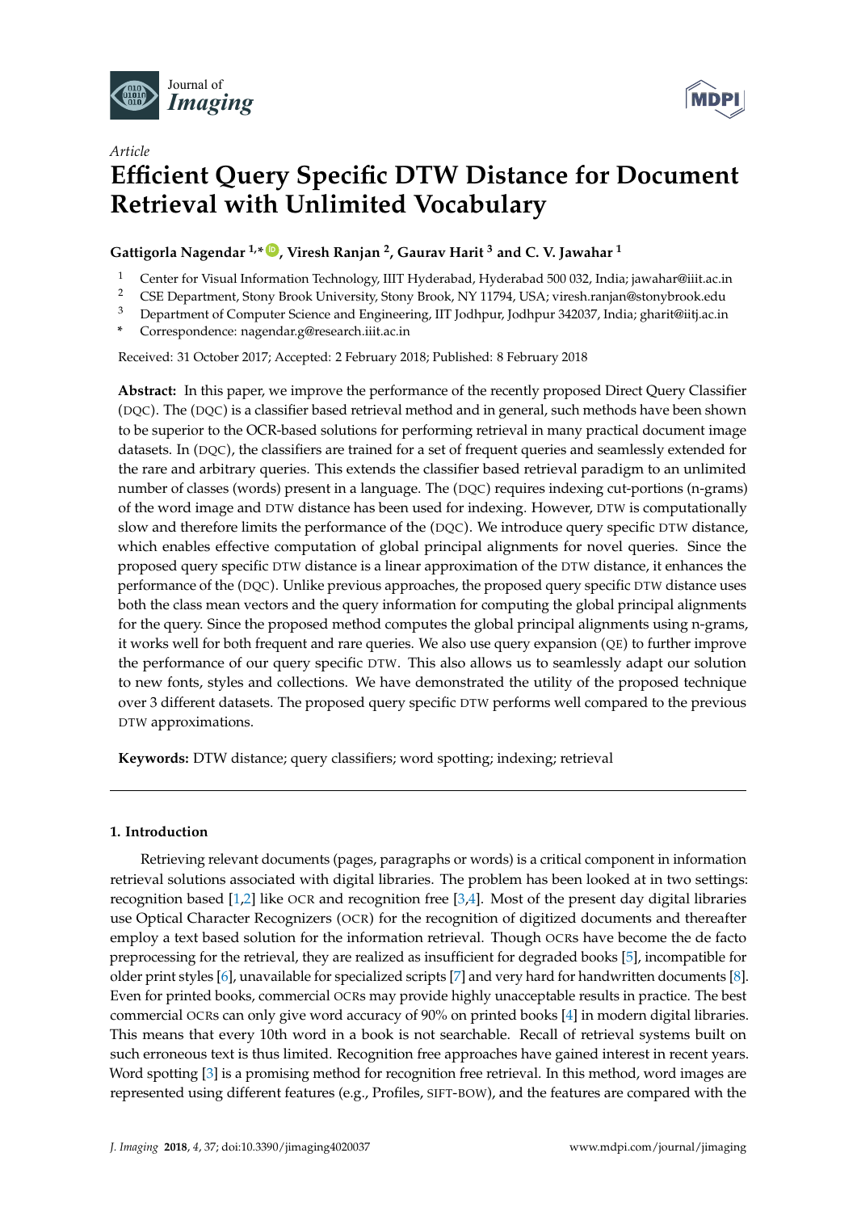Article

# Efficient Query Specific DTW Distance for Document Retrieval with Unlimited Vocabulary

**Gattigorla Nagendar [1,*], Viresh Ranjan [2], Gaurav Harit [3] and C. V. Jawahar [1]**

[1] Center for Visual Information Technology, IIIT Hyderabad, Hyderabad 500 032, India; jawahar@iiit.ac.in
[2] CSE Department, Stony Brook University, Stony Brook, NY 11794, USA; viresh.ranjan@stonybrook.edu
[3] Department of Computer Science and Engineering, IIT Jodhpur, Jodhpur 342037, India; gharit@iitj.ac.in
* Correspondence: nagendar.g@research.iiit.ac.in

Received: 31 October 2017; Accepted: 2 February 2018; Published: 8 February 2018

**Abstract:** In this paper, we improve the performance of the recently proposed Direct Query Classifier (DQC). The (DQC) is a classifier based retrieval method and in general, such methods have been shown to be superior to the OCR-based solutions for performing retrieval in many practical document image datasets. In (DQC), the classifiers are trained for a set of frequent queries and seamlessly extended for the rare and arbitrary queries. This extends the classifier based retrieval paradigm to an unlimited number of classes (words) present in a language. The (DQC) requires indexing cut-portions (n-grams) of the word image and DTW distance has been used for indexing. However, DTW is computationally slow and therefore limits the performance of the (DQC). We introduce query specific DTW distance, which enables effective computation of global principal alignments for novel queries. Since the proposed query specific DTW distance is a linear approximation of the DTW distance, it enhances the performance of the (DQC). Unlike previous approaches, the proposed query specific DTW distance uses both the class mean vectors and the query information for computing the global principal alignments for the query. Since the proposed method computes the global principal alignments using n-grams, it works well for both frequent and rare queries. We also use query expansion (QE) to further improve the performance of our query specific DTW. This also allows us to seamlessly adapt our solution to new fonts, styles and collections. We have demonstrated the utility of the proposed technique over 3 different datasets. The proposed query specific DTW performs well compared to the previous DTW approximations.

**Keywords:** DTW distance; query classifiers; word spotting; indexing; retrieval

## 1. Introduction

Retrieving relevant documents (pages, paragraphs or words) is a critical component in information retrieval solutions associated with digital libraries. The problem has been looked at in two settings: recognition based [1,2] like OCR and recognition free [3,4]. Most of the present day digital libraries use Optical Character Recognizers (OCR) for the recognition of digitized documents and thereafter employ a text based solution for the information retrieval. Though OCRs have become the de facto preprocessing for the retrieval, they are realized as insufficient for degraded books [5], incompatible for older print styles [6], unavailable for specialized scripts [7] and very hard for handwritten documents [8]. Even for printed books, commercial OCRs may provide highly unacceptable results in practice. The best commercial OCRs can only give word accuracy of 90% on printed books [4] in modern digital libraries. This means that every 10th word in a book is not searchable. Recall of retrieval systems built on such erroneous text is thus limited. Recognition free approaches have gained interest in recent years. Word spotting [3] is a promising method for recognition free retrieval. In this method, word images are represented using different features (e.g., Profiles, SIFT-BOW), and the features are compared with the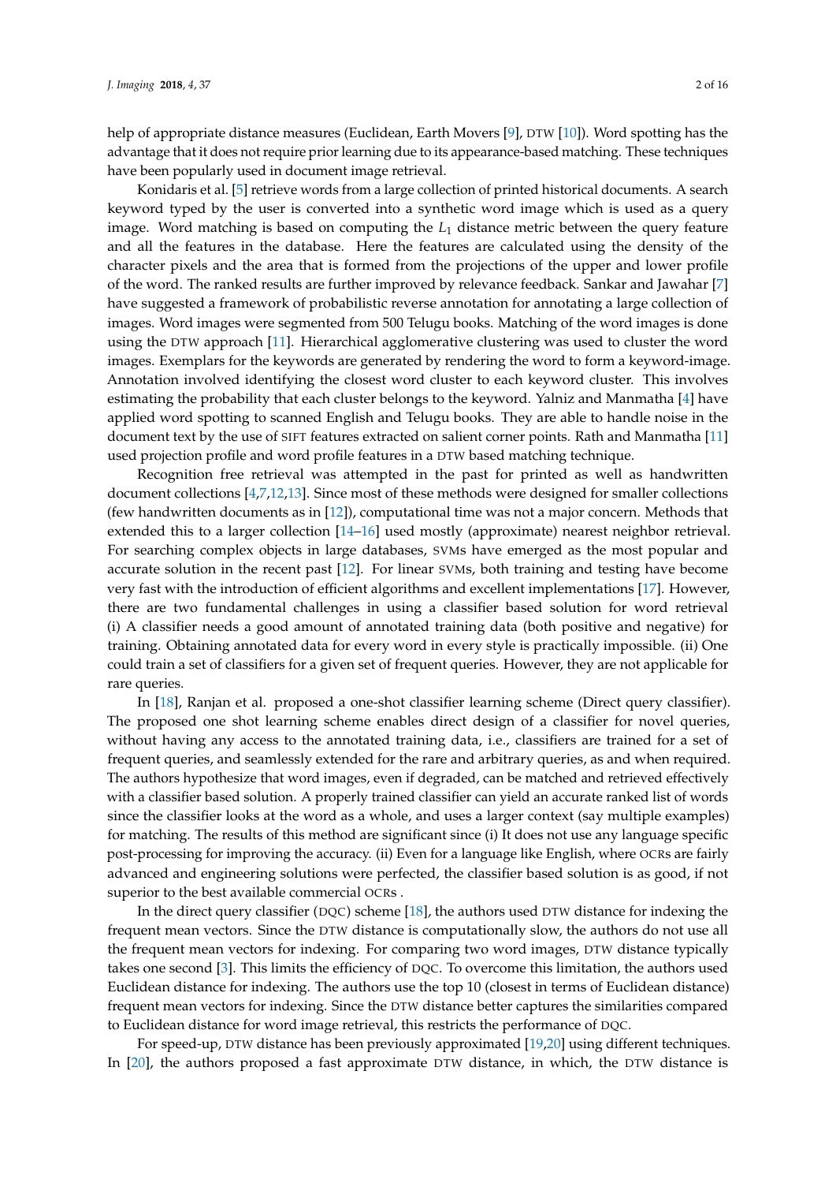help of appropriate distance measures (Euclidean, Earth Movers [9], DTW [10]). Word spotting has the advantage that it does not require prior learning due to its appearance-based matching. These techniques have been popularly used in document image retrieval.

Konidaris et al. [5] retrieve words from a large collection of printed historical documents. A search keyword typed by the user is converted into a synthetic word image which is used as a query image. Word matching is based on computing the $L_1$ distance metric between the query feature and all the features in the database. Here the features are calculated using the density of the character pixels and the area that is formed from the projections of the upper and lower profile of the word. The ranked results are further improved by relevance feedback. Sankar and Jawahar [7] have suggested a framework of probabilistic reverse annotation for annotating a large collection of images. Word images were segmented from 500 Telugu books. Matching of the word images is done using the DTW approach [11]. Hierarchical agglomerative clustering was used to cluster the word images. Exemplars for the keywords are generated by rendering the word to form a keyword-image. Annotation involved identifying the closest word cluster to each keyword cluster. This involves estimating the probability that each cluster belongs to the keyword. Yalniz and Manmatha [4] have applied word spotting to scanned English and Telugu books. They are able to handle noise in the document text by the use of SIFT features extracted on salient corner points. Rath and Manmatha [11] used projection profile and word profile features in a DTW based matching technique.

Recognition free retrieval was attempted in the past for printed as well as handwritten document collections [4,7,12,13]. Since most of these methods were designed for smaller collections (few handwritten documents as in [12]), computational time was not a major concern. Methods that extended this to a larger collection [14–16] used mostly (approximate) nearest neighbor retrieval. For searching complex objects in large databases, SVMs have emerged as the most popular and accurate solution in the recent past [12]. For linear SVMs, both training and testing have become very fast with the introduction of efficient algorithms and excellent implementations [17]. However, there are two fundamental challenges in using a classifier based solution for word retrieval (i) A classifier needs a good amount of annotated training data (both positive and negative) for training. Obtaining annotated data for every word in every style is practically impossible. (ii) One could train a set of classifiers for a given set of frequent queries. However, they are not applicable for rare queries.

In [18], Ranjan et al. proposed a one-shot classifier learning scheme (Direct query classifier). The proposed one shot learning scheme enables direct design of a classifier for novel queries, without having any access to the annotated training data, i.e., classifiers are trained for a set of frequent queries, and seamlessly extended for the rare and arbitrary queries, as and when required. The authors hypothesize that word images, even if degraded, can be matched and retrieved effectively with a classifier based solution. A properly trained classifier can yield an accurate ranked list of words since the classifier looks at the word as a whole, and uses a larger context (say multiple examples) for matching. The results of this method are significant since (i) It does not use any language specific post-processing for improving the accuracy. (ii) Even for a language like English, where OCRs are fairly advanced and engineering solutions were perfected, the classifier based solution is as good, if not superior to the best available commercial OCRs .

In the direct query classifier (DQC) scheme [18], the authors used DTW distance for indexing the frequent mean vectors. Since the DTW distance is computationally slow, the authors do not use all the frequent mean vectors for indexing. For comparing two word images, DTW distance typically takes one second [3]. This limits the efficiency of DQC. To overcome this limitation, the authors used Euclidean distance for indexing. The authors use the top 10 (closest in terms of Euclidean distance) frequent mean vectors for indexing. Since the DTW distance better captures the similarities compared to Euclidean distance for word image retrieval, this restricts the performance of DQC.

For speed-up, DTW distance has been previously approximated [19,20] using different techniques. In [20], the authors proposed a fast approximate DTW distance, in which, the DTW distance is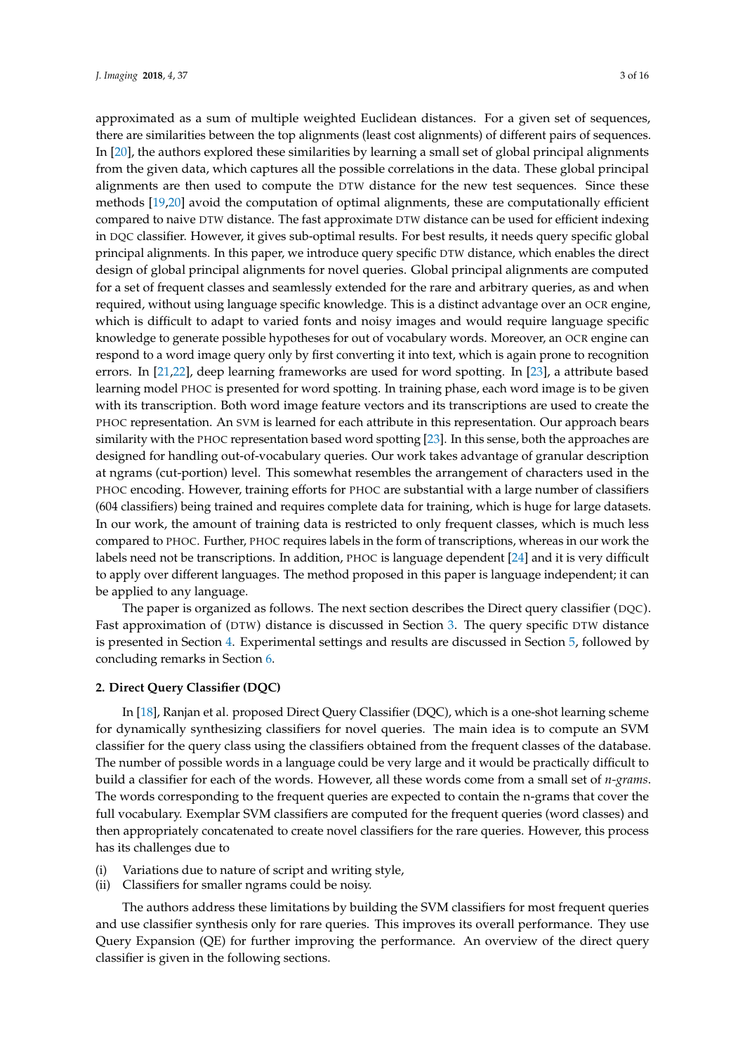approximated as a sum of multiple weighted Euclidean distances. For a given set of sequences, there are similarities between the top alignments (least cost alignments) of different pairs of sequences. In [20], the authors explored these similarities by learning a small set of global principal alignments from the given data, which captures all the possible correlations in the data. These global principal alignments are then used to compute the DTW distance for the new test sequences. Since these methods [19,20] avoid the computation of optimal alignments, these are computationally efficient compared to naive DTW distance. The fast approximate DTW distance can be used for efficient indexing in DQC classifier. However, it gives sub-optimal results. For best results, it needs query specific global principal alignments. In this paper, we introduce query specific DTW distance, which enables the direct design of global principal alignments for novel queries. Global principal alignments are computed for a set of frequent classes and seamlessly extended for the rare and arbitrary queries, as and when required, without using language specific knowledge. This is a distinct advantage over an OCR engine, which is difficult to adapt to varied fonts and noisy images and would require language specific knowledge to generate possible hypotheses for out of vocabulary words. Moreover, an OCR engine can respond to a word image query only by first converting it into text, which is again prone to recognition errors. In [21,22], deep learning frameworks are used for word spotting. In [23], a attribute based learning model PHOC is presented for word spotting. In training phase, each word image is to be given with its transcription. Both word image feature vectors and its transcriptions are used to create the PHOC representation. An SVM is learned for each attribute in this representation. Our approach bears similarity with the PHOC representation based word spotting [23]. In this sense, both the approaches are designed for handling out-of-vocabulary queries. Our work takes advantage of granular description at ngrams (cut-portion) level. This somewhat resembles the arrangement of characters used in the PHOC encoding. However, training efforts for PHOC are substantial with a large number of classifiers (604 classifiers) being trained and requires complete data for training, which is huge for large datasets. In our work, the amount of training data is restricted to only frequent classes, which is much less compared to PHOC. Further, PHOC requires labels in the form of transcriptions, whereas in our work the labels need not be transcriptions. In addition, PHOC is language dependent [24] and it is very difficult to apply over different languages. The method proposed in this paper is language independent; it can be applied to any language.

The paper is organized as follows. The next section describes the Direct query classifier (DQC). Fast approximation of (DTW) distance is discussed in Section 3. The query specific DTW distance is presented in Section 4. Experimental settings and results are discussed in Section 5, followed by concluding remarks in Section 6.

## 2. Direct Query Classifier (DQC)

In [18], Ranjan et al. proposed Direct Query Classifier (DQC), which is a one-shot learning scheme for dynamically synthesizing classifiers for novel queries. The main idea is to compute an SVM classifier for the query class using the classifiers obtained from the frequent classes of the database. The number of possible words in a language could be very large and it would be practically difficult to build a classifier for each of the words. However, all these words come from a small set of *n-grams*. The words corresponding to the frequent queries are expected to contain the n-grams that cover the full vocabulary. Exemplar SVM classifiers are computed for the frequent queries (word classes) and then appropriately concatenated to create novel classifiers for the rare queries. However, this process has its challenges due to

(i) Variations due to nature of script and writing style,
(ii) Classifiers for smaller ngrams could be noisy.

The authors address these limitations by building the SVM classifiers for most frequent queries and use classifier synthesis only for rare queries. This improves its overall performance. They use Query Expansion (QE) for further improving the performance. An overview of the direct query classifier is given in the following sections.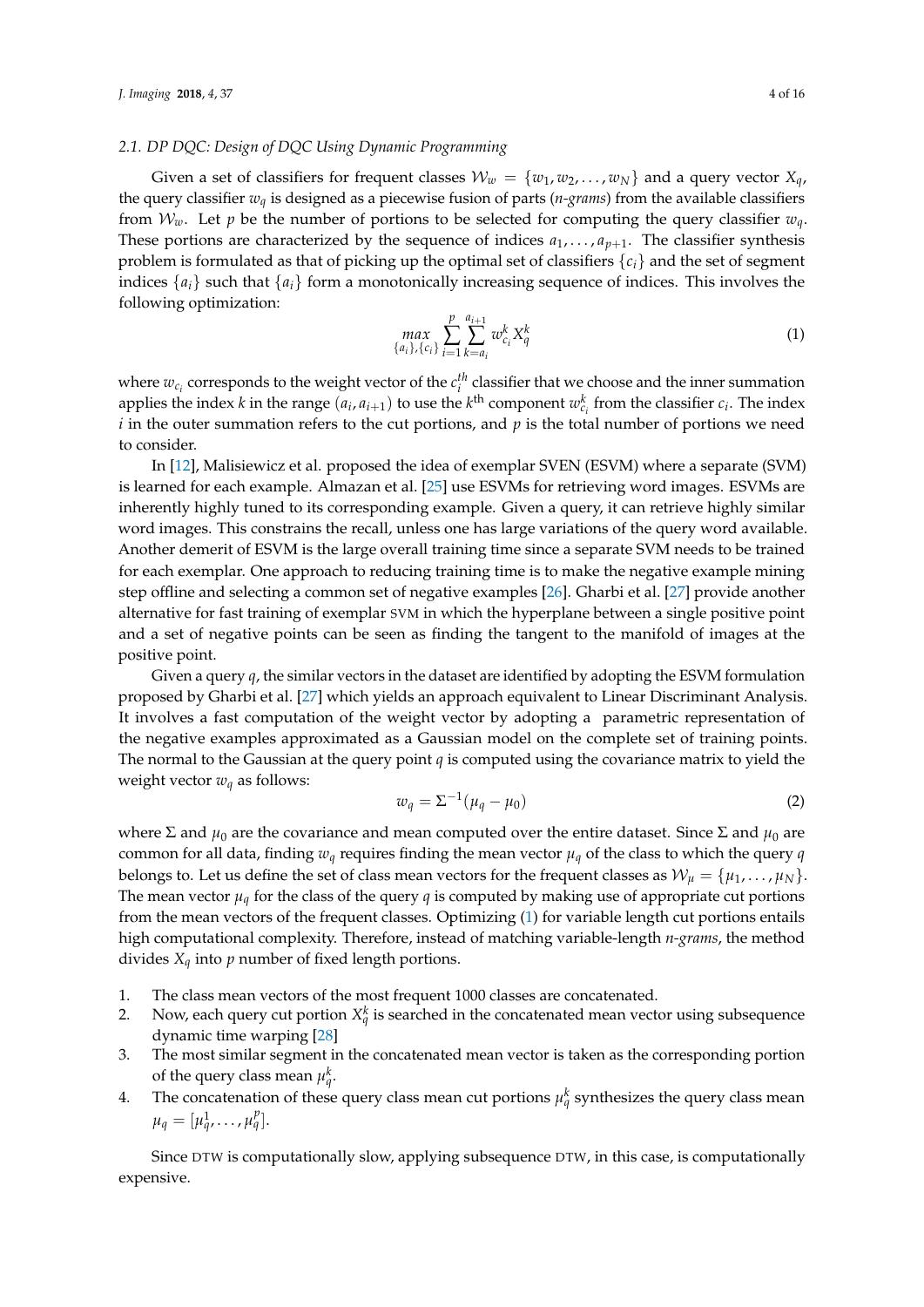### 2.1. DP DQC: Design of DQC Using Dynamic Programming

Given a set of classifiers for frequent classes $\mathcal{W}_w = \{w_1, w_2, \ldots, w_N\}$ and a query vector $X_q$, the query classifier $w_q$ is designed as a piecewise fusion of parts (*n-grams*) from the available classifiers from $\mathcal{W}_w$. Let $p$ be the number of portions to be selected for computing the query classifier $w_q$. These portions are characterized by the sequence of indices $a_1, \ldots, a_{p+1}$. The classifier synthesis problem is formulated as that of picking up the optimal set of classifiers $\{c_i\}$ and the set of segment indices $\{a_i\}$ such that $\{a_i\}$ form a monotonically increasing sequence of indices. This involves the following optimization:

$$\max_{\{a_i\},\{c_i\}} \sum_{i=1}^{p} \sum_{k=a_i}^{a_{i+1}} w_{c_i}^k X_q^k \tag{1}$$

where $w_{c_i}$ corresponds to the weight vector of the $c_i^{th}$ classifier that we choose and the inner summation applies the index $k$ in the range $(a_i, a_{i+1})$ to use the $k^{\text{th}}$ component $w_{c_i}^k$ from the classifier $c_i$. The index $i$ in the outer summation refers to the cut portions, and $p$ is the total number of portions we need to consider.

In [12], Malisiewicz et al. proposed the idea of exemplar SVEN (ESVM) where a separate (SVM) is learned for each example. Almazan et al. [25] use ESVMs for retrieving word images. ESVMs are inherently highly tuned to its corresponding example. Given a query, it can retrieve highly similar word images. This constrains the recall, unless one has large variations of the query word available. Another demerit of ESVM is the large overall training time since a separate SVM needs to be trained for each exemplar. One approach to reducing training time is to make the negative example mining step offline and selecting a common set of negative examples [26]. Gharbi et al. [27] provide another alternative for fast training of exemplar SVM in which the hyperplane between a single positive point and a set of negative points can be seen as finding the tangent to the manifold of images at the positive point.

Given a query $q$, the similar vectors in the dataset are identified by adopting the ESVM formulation proposed by Gharbi et al. [27] which yields an approach equivalent to Linear Discriminant Analysis. It involves a fast computation of the weight vector by adopting a parametric representation of the negative examples approximated as a Gaussian model on the complete set of training points. The normal to the Gaussian at the query point $q$ is computed using the covariance matrix to yield the weight vector $w_q$ as follows:

$$w_q = \Sigma^{-1}(\mu_q - \mu_0) \tag{2}$$

where $\Sigma$ and $\mu_0$ are the covariance and mean computed over the entire dataset. Since $\Sigma$ and $\mu_0$ are common for all data, finding $w_q$ requires finding the mean vector $\mu_q$ of the class to which the query $q$ belongs to. Let us define the set of class mean vectors for the frequent classes as $\mathcal{W}_\mu = \{\mu_1, \ldots, \mu_N\}$. The mean vector $\mu_q$ for the class of the query $q$ is computed by making use of appropriate cut portions from the mean vectors of the frequent classes. Optimizing (1) for variable length cut portions entails high computational complexity. Therefore, instead of matching variable-length *n-grams*, the method divides $X_q$ into $p$ number of fixed length portions.

1. The class mean vectors of the most frequent 1000 classes are concatenated.
2. Now, each query cut portion $X_q^k$ is searched in the concatenated mean vector using subsequence dynamic time warping [28]
3. The most similar segment in the concatenated mean vector is taken as the corresponding portion of the query class mean $\mu_q^k$.
4. The concatenation of these query class mean cut portions $\mu_q^k$ synthesizes the query class mean $\mu_q = [\mu_q^1, \ldots, \mu_q^p]$.

Since DTW is computationally slow, applying subsequence DTW, in this case, is computationally expensive.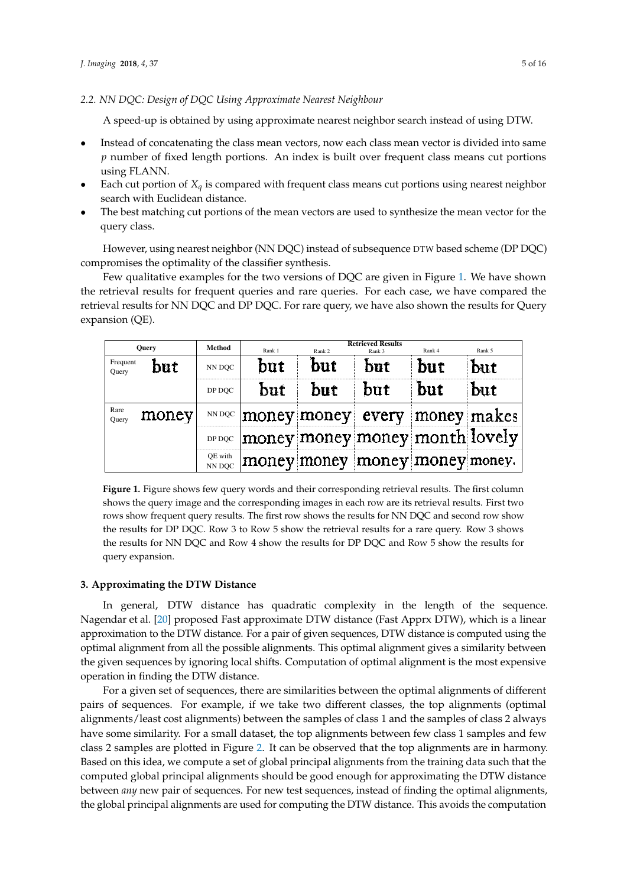### 2.2. NN DQC: Design of DQC Using Approximate Nearest Neighbour

A speed-up is obtained by using approximate nearest neighbor search instead of using DTW.

- Instead of concatenating the class mean vectors, now each class mean vector is divided into same $p$ number of fixed length portions. An index is built over frequent class means cut portions using FLANN.
- Each cut portion of $X_q$ is compared with frequent class means cut portions using nearest neighbor search with Euclidean distance.
- The best matching cut portions of the mean vectors are used to synthesize the mean vector for the query class.

However, using nearest neighbor (NN DQC) instead of subsequence DTW based scheme (DP DQC) compromises the optimality of the classifier synthesis.

Few qualitative examples for the two versions of DQC are given in Figure 1. We have shown the retrieval results for frequent queries and rare queries. For each case, we have compared the retrieval results for NN DQC and DP DQC. For rare query, we have also shown the results for Query expansion (QE).

| Query | | Method | Retrieved Results | | | | |
|---|---|---|---|---|---|---|---|
| | | | Rank 1 | Rank 2 | Rank 3 | Rank 4 | Rank 5 |
| Frequent Query | but | NN DQC | but | but | but | but | but |
| | | DP DQC | but | but | but | but | but |
| Rare Query | money | NN DQC | money | money | every | money | makes |
| | | DP DQC | money | money | money | month | lovely |
| | | QE with NN DQC | money | money | money | money | money. |

**Figure 1.** Figure shows few query words and their corresponding retrieval results. The first column shows the query image and the corresponding images in each row are its retrieval results. First two rows show frequent query results. The first row shows the results for NN DQC and second row show the results for DP DQC. Row 3 to Row 5 show the retrieval results for a rare query. Row 3 shows the results for NN DQC and Row 4 show the results for DP DQC and Row 5 show the results for query expansion.

## 3. Approximating the DTW Distance

In general, DTW distance has quadratic complexity in the length of the sequence. Nagendar et al. [20] proposed Fast approximate DTW distance (Fast Apprx DTW), which is a linear approximation to the DTW distance. For a pair of given sequences, DTW distance is computed using the optimal alignment from all the possible alignments. This optimal alignment gives a similarity between the given sequences by ignoring local shifts. Computation of optimal alignment is the most expensive operation in finding the DTW distance.

For a given set of sequences, there are similarities between the optimal alignments of different pairs of sequences. For example, if we take two different classes, the top alignments (optimal alignments/least cost alignments) between the samples of class 1 and the samples of class 2 always have some similarity. For a small dataset, the top alignments between few class 1 samples and few class 2 samples are plotted in Figure 2. It can be observed that the top alignments are in harmony. Based on this idea, we compute a set of global principal alignments from the training data such that the computed global principal alignments should be good enough for approximating the DTW distance between *any* new pair of sequences. For new test sequences, instead of finding the optimal alignments, the global principal alignments are used for computing the DTW distance. This avoids the computation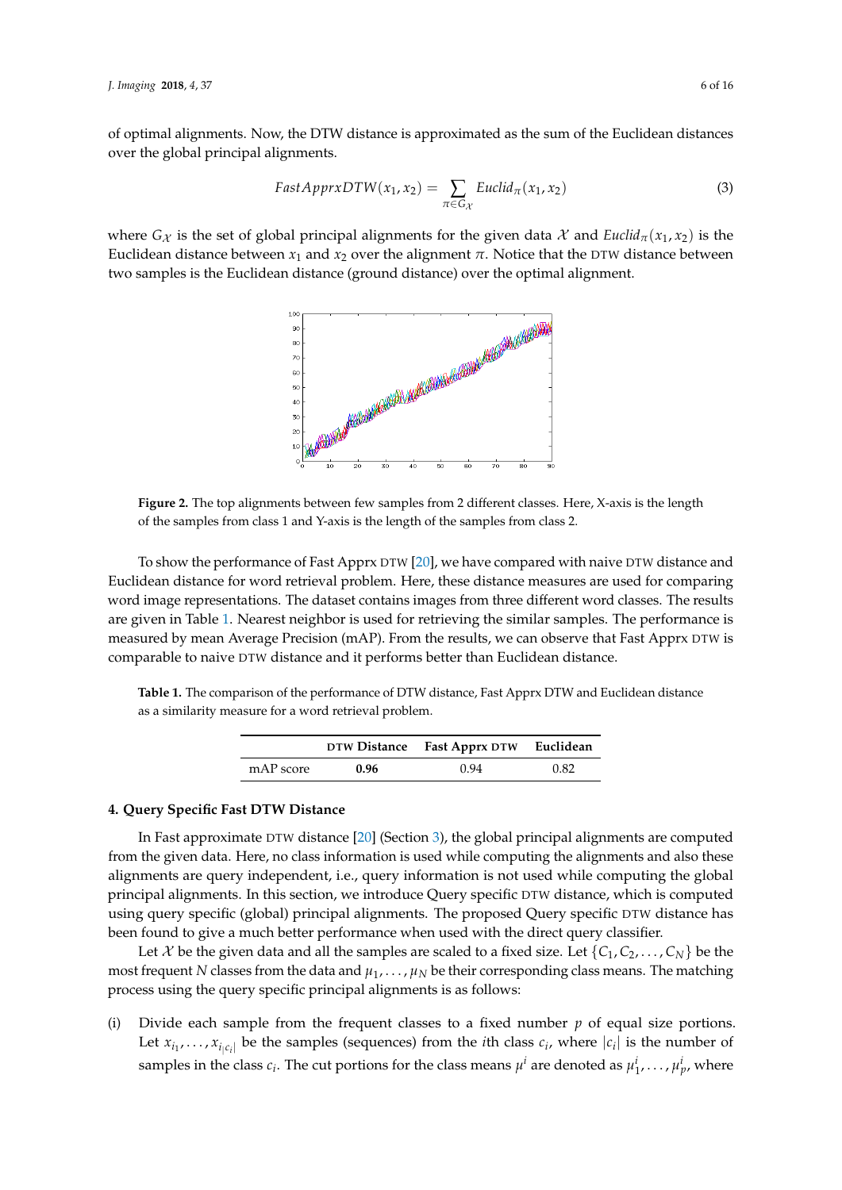of optimal alignments. Now, the DTW distance is approximated as the sum of the Euclidean distances over the global principal alignments.

$$FastApprxDTW(x_1, x_2) = \sum_{\pi \in G_{\mathcal{X}}} Euclid_{\pi}(x_1, x_2) \tag{3}$$

where $G_{\mathcal{X}}$ is the set of global principal alignments for the given data $\mathcal{X}$ and $Euclid_{\pi}(x_1, x_2)$ is the Euclidean distance between $x_1$ and $x_2$ over the alignment $\pi$. Notice that the DTW distance between two samples is the Euclidean distance (ground distance) over the optimal alignment.

**Figure 2.** The top alignments between few samples from 2 different classes. Here, X-axis is the length of the samples from class 1 and Y-axis is the length of the samples from class 2.

To show the performance of Fast Apprx DTW [20], we have compared with naive DTW distance and Euclidean distance for word retrieval problem. Here, these distance measures are used for comparing word image representations. The dataset contains images from three different word classes. The results are given in Table 1. Nearest neighbor is used for retrieving the similar samples. The performance is measured by mean Average Precision (mAP). From the results, we can observe that Fast Apprx DTW is comparable to naive DTW distance and it performs better than Euclidean distance.

**Table 1.** The comparison of the performance of DTW distance, Fast Apprx DTW and Euclidean distance as a similarity measure for a word retrieval problem.

| | DTW Distance | Fast Apprx DTW | Euclidean |
|---|---|---|---|
| mAP score | **0.96** | 0.94 | 0.82 |

## 4. Query Specific Fast DTW Distance

In Fast approximate DTW distance [20] (Section 3), the global principal alignments are computed from the given data. Here, no class information is used while computing the alignments and also these alignments are query independent, i.e., query information is not used while computing the global principal alignments. In this section, we introduce Query specific DTW distance, which is computed using query specific (global) principal alignments. The proposed Query specific DTW distance has been found to give a much better performance when used with the direct query classifier.

Let $\mathcal{X}$ be the given data and all the samples are scaled to a fixed size. Let $\{C_1, C_2, \ldots, C_N\}$ be the most frequent $N$ classes from the data and $\mu_1, \ldots, \mu_N$ be their corresponding class means. The matching process using the query specific principal alignments is as follows:

(i) Divide each sample from the frequent classes to a fixed number $p$ of equal size portions. Let $x_{i_1}, \ldots, x_{i_{|c_i|}}$ be the samples (sequences) from the $i$th class $c_i$, where $|c_i|$ is the number of samples in the class $c_i$. The cut portions for the class means $\mu^i$ are denoted as $\mu^i_1, \ldots, \mu^i_p$, where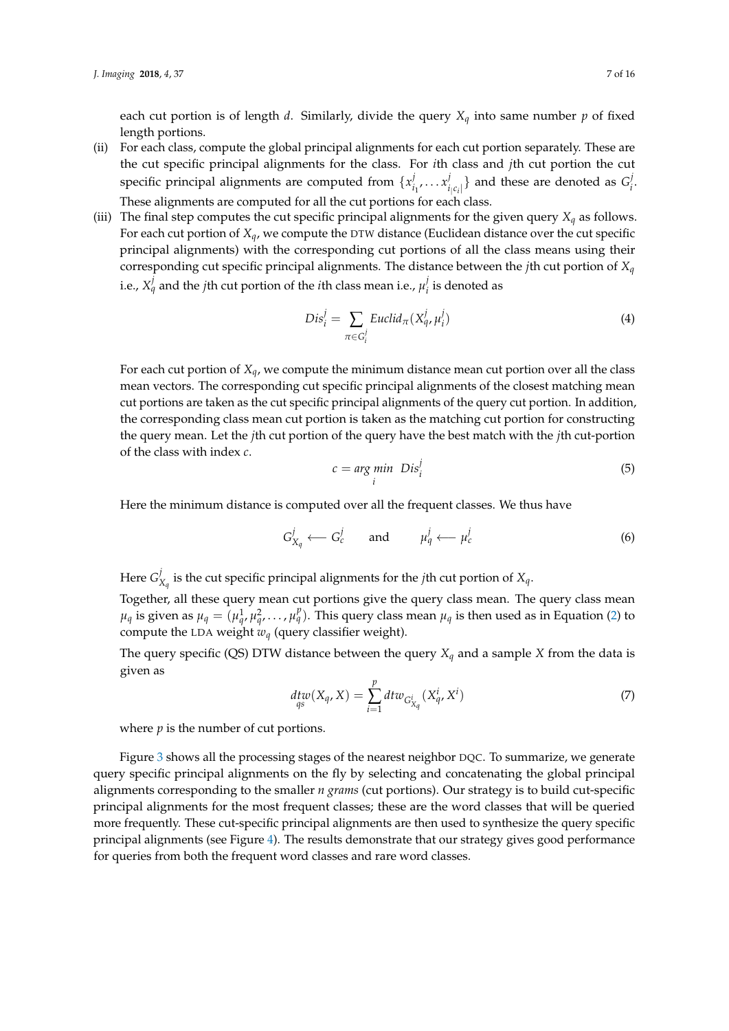each cut portion is of length $d$. Similarly, divide the query $X_q$ into same number $p$ of fixed length portions.

(ii) For each class, compute the global principal alignments for each cut portion separately. These are the cut specific principal alignments for the class. For $i$th class and $j$th cut portion the cut specific principal alignments are computed from $\{x^j_{i_1}, \ldots x^j_{i_{|c_i|}}\}$ and these are denoted as $G^j_i$. These alignments are computed for all the cut portions for each class.

(iii) The final step computes the cut specific principal alignments for the given query $X_q$ as follows. For each cut portion of $X_q$, we compute the DTW distance (Euclidean distance over the cut specific principal alignments) with the corresponding cut portions of all the class means using their corresponding cut specific principal alignments. The distance between the $j$th cut portion of $X_q$ i.e., $X^j_q$ and the $j$th cut portion of the $i$th class mean i.e., $\mu^j_i$ is denoted as

$$Dis^j_i = \sum_{\pi \in G^j_i} Euclid_{\pi}(X^j_q, \mu^j_i) \tag{4}$$

For each cut portion of $X_q$, we compute the minimum distance mean cut portion over all the class mean vectors. The corresponding cut specific principal alignments of the closest matching mean cut portions are taken as the cut specific principal alignments of the query cut portion. In addition, the corresponding class mean cut portion is taken as the matching cut portion for constructing the query mean. Let the $j$th cut portion of the query have the best match with the $j$th cut-portion of the class with index $c$.

$$c = \arg\min_{i} \; Dis^j_i \tag{5}$$

Here the minimum distance is computed over all the frequent classes. We thus have

$$G^j_{X_q} \longleftarrow G^j_c \qquad \text{and} \qquad \mu^j_q \longleftarrow \mu^j_c \tag{6}$$

Here $G^j_{X_q}$ is the cut specific principal alignments for the $j$th cut portion of $X_q$.

Together, all these query mean cut portions give the query class mean. The query class mean $\mu_q$ is given as $\mu_q = (\mu^1_q, \mu^2_q, \ldots, \mu^p_q)$. This query class mean $\mu_q$ is then used as in Equation (2) to compute the LDA weight $w_q$ (query classifier weight).

The query specific (QS) DTW distance between the query $X_q$ and a sample $X$ from the data is given as

$$\underset{qs}{dtw}(X_q, X) = \sum_{i=1}^{p} dtw_{G^i_{X_q}}(X^i_q, X^i) \tag{7}$$

where $p$ is the number of cut portions.

Figure 3 shows all the processing stages of the nearest neighbor DQC. To summarize, we generate query specific principal alignments on the fly by selecting and concatenating the global principal alignments corresponding to the smaller *n grams* (cut portions). Our strategy is to build cut-specific principal alignments for the most frequent classes; these are the word classes that will be queried more frequently. These cut-specific principal alignments are then used to synthesize the query specific principal alignments (see Figure 4). The results demonstrate that our strategy gives good performance for queries from both the frequent word classes and rare word classes.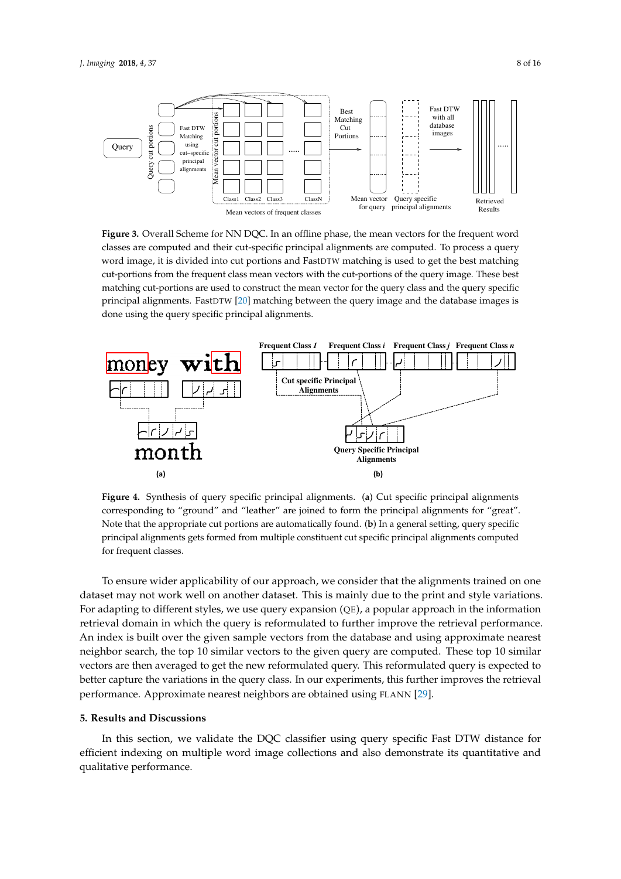**Figure 3.** Overall Scheme for NN DQC. In an offline phase, the mean vectors for the frequent word classes are computed and their cut-specific principal alignments are computed. To process a query word image, it is divided into cut portions and FastDTW matching is used to get the best matching cut-portions from the frequent class mean vectors with the cut-portions of the query image. These best matching cut-portions are used to construct the mean vector for the query class and the query specific principal alignments. FastDTW [20] matching between the query image and the database images is done using the query specific principal alignments.

**Figure 4.** Synthesis of query specific principal alignments. (**a**) Cut specific principal alignments corresponding to "ground" and "leather" are joined to form the principal alignments for "great". Note that the appropriate cut portions are automatically found. (**b**) In a general setting, query specific principal alignments gets formed from multiple constituent cut specific principal alignments computed for frequent classes.

To ensure wider applicability of our approach, we consider that the alignments trained on one dataset may not work well on another dataset. This is mainly due to the print and style variations. For adapting to different styles, we use query expansion (QE), a popular approach in the information retrieval domain in which the query is reformulated to further improve the retrieval performance. An index is built over the given sample vectors from the database and using approximate nearest neighbor search, the top 10 similar vectors to the given query are computed. These top 10 similar vectors are then averaged to get the new reformulated query. This reformulated query is expected to better capture the variations in the query class. In our experiments, this further improves the retrieval performance. Approximate nearest neighbors are obtained using FLANN [29].

## 5. Results and Discussions

In this section, we validate the DQC classifier using query specific Fast DTW distance for efficient indexing on multiple word image collections and also demonstrate its quantitative and qualitative performance.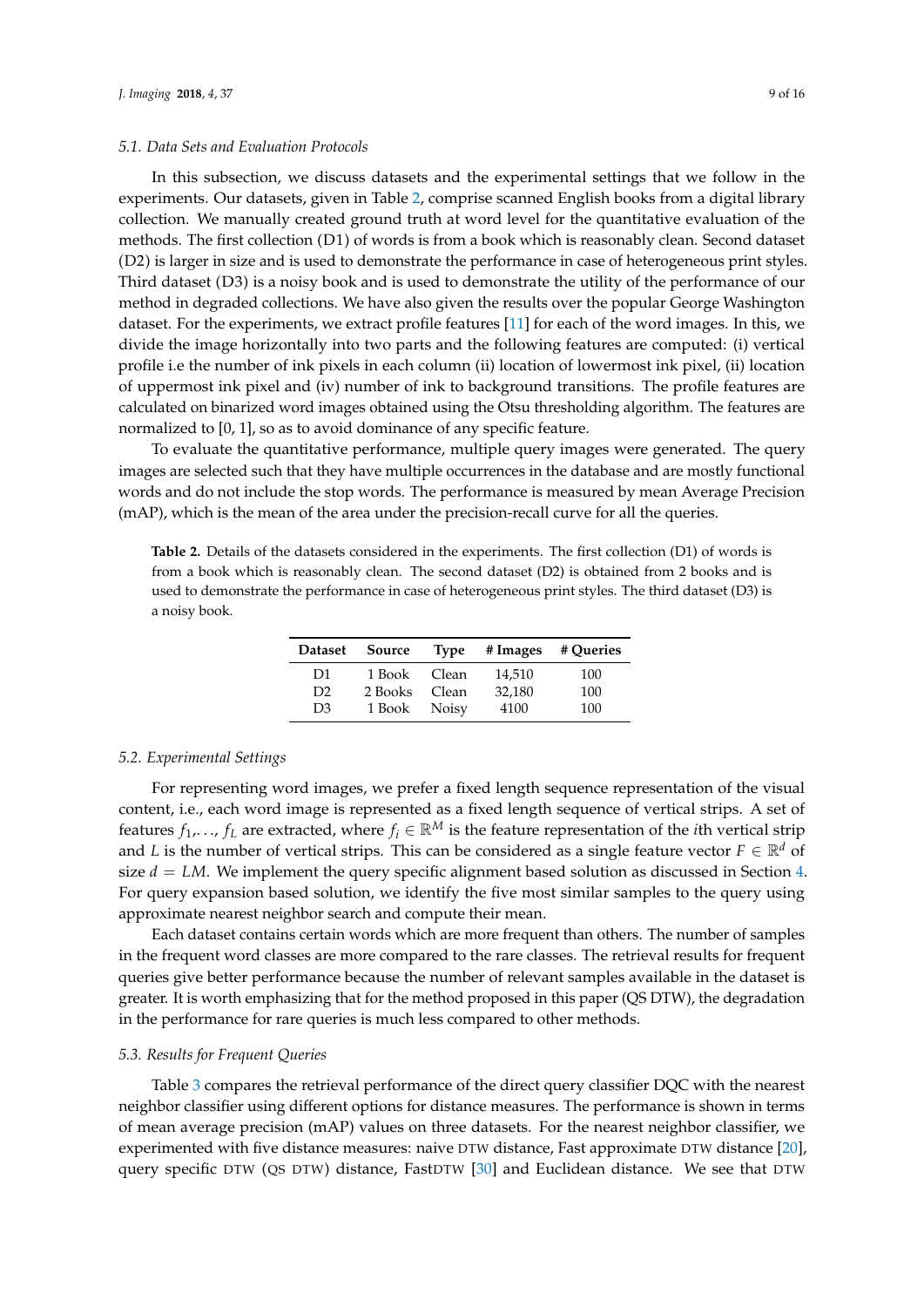### 5.1. Data Sets and Evaluation Protocols

In this subsection, we discuss datasets and the experimental settings that we follow in the experiments. Our datasets, given in Table 2, comprise scanned English books from a digital library collection. We manually created ground truth at word level for the quantitative evaluation of the methods. The first collection (D1) of words is from a book which is reasonably clean. Second dataset (D2) is larger in size and is used to demonstrate the performance in case of heterogeneous print styles. Third dataset (D3) is a noisy book and is used to demonstrate the utility of the performance of our method in degraded collections. We have also given the results over the popular George Washington dataset. For the experiments, we extract profile features [11] for each of the word images. In this, we divide the image horizontally into two parts and the following features are computed: (i) vertical profile i.e the number of ink pixels in each column (ii) location of lowermost ink pixel, (ii) location of uppermost ink pixel and (iv) number of ink to background transitions. The profile features are calculated on binarized word images obtained using the Otsu thresholding algorithm. The features are normalized to [0, 1], so as to avoid dominance of any specific feature.

To evaluate the quantitative performance, multiple query images were generated. The query images are selected such that they have multiple occurrences in the database and are mostly functional words and do not include the stop words. The performance is measured by mean Average Precision (mAP), which is the mean of the area under the precision-recall curve for all the queries.

**Table 2.** Details of the datasets considered in the experiments. The first collection (D1) of words is from a book which is reasonably clean. The second dataset (D2) is obtained from 2 books and is used to demonstrate the performance in case of heterogeneous print styles. The third dataset (D3) is a noisy book.

| Dataset | Source | Type | # Images | # Queries |
|---|---|---|---|---|
| D1 | 1 Book | Clean | 14,510 | 100 |
| D2 | 2 Books | Clean | 32,180 | 100 |
| D3 | 1 Book | Noisy | 4100 | 100 |

### 5.2. Experimental Settings

For representing word images, we prefer a fixed length sequence representation of the visual content, i.e., each word image is represented as a fixed length sequence of vertical strips. A set of features $f_1, \ldots, f_L$ are extracted, where $f_i \in \mathbb{R}^M$ is the feature representation of the $i$th vertical strip and $L$ is the number of vertical strips. This can be considered as a single feature vector $F \in \mathbb{R}^d$ of size $d = LM$. We implement the query specific alignment based solution as discussed in Section 4. For query expansion based solution, we identify the five most similar samples to the query using approximate nearest neighbor search and compute their mean.

Each dataset contains certain words which are more frequent than others. The number of samples in the frequent word classes are more compared to the rare classes. The retrieval results for frequent queries give better performance because the number of relevant samples available in the dataset is greater. It is worth emphasizing that for the method proposed in this paper (QS DTW), the degradation in the performance for rare queries is much less compared to other methods.

### 5.3. Results for Frequent Queries

Table 3 compares the retrieval performance of the direct query classifier DQC with the nearest neighbor classifier using different options for distance measures. The performance is shown in terms of mean average precision (mAP) values on three datasets. For the nearest neighbor classifier, we experimented with five distance measures: naive DTW distance, Fast approximate DTW distance [20], query specific DTW (QS DTW) distance, FastDTW [30] and Euclidean distance. We see that DTW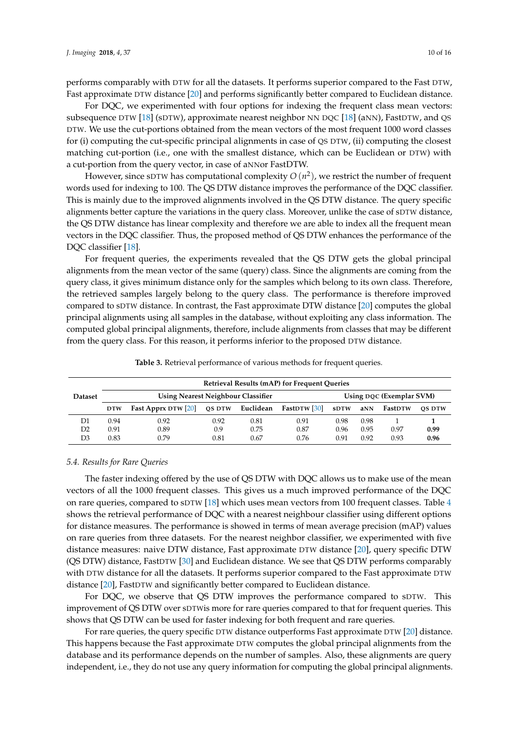performs comparably with DTW for all the datasets. It performs superior compared to the Fast DTW, Fast approximate DTW distance [20] and performs significantly better compared to Euclidean distance.

For DQC, we experimented with four options for indexing the frequent class mean vectors: subsequence DTW [18] (sDTW), approximate nearest neighbor NN DQC [18] (aNN), FastDTW, and QS DTW. We use the cut-portions obtained from the mean vectors of the most frequent 1000 word classes for (i) computing the cut-specific principal alignments in case of QS DTW, (ii) computing the closest matching cut-portion (i.e., one with the smallest distance, which can be Euclidean or DTW) with a cut-portion from the query vector, in case of aNNor FastDTW.

However, since sDTW has computational complexity $O(n^2)$, we restrict the number of frequent words used for indexing to 100. The QS DTW distance improves the performance of the DQC classifier. This is mainly due to the improved alignments involved in the QS DTW distance. The query specific alignments better capture the variations in the query class. Moreover, unlike the case of sDTW distance, the QS DTW distance has linear complexity and therefore we are able to index all the frequent mean vectors in the DQC classifier. Thus, the proposed method of QS DTW enhances the performance of the DQC classifier [18].

For frequent queries, the experiments revealed that the QS DTW gets the global principal alignments from the mean vector of the same (query) class. Since the alignments are coming from the query class, it gives minimum distance only for the samples which belong to its own class. Therefore, the retrieved samples largely belong to the query class. The performance is therefore improved compared to sDTW distance. In contrast, the Fast approximate DTW distance [20] computes the global principal alignments using all samples in the database, without exploiting any class information. The computed global principal alignments, therefore, include alignments from classes that may be different from the query class. For this reason, it performs inferior to the proposed DTW distance.

**Table 3.** Retrieval performance of various methods for frequent queries.

| Dataset | Retrieval Results (mAP) for Frequent Queries | | | | | | | | |
|---|---|---|---|---|---|---|---|---|---|
| | Using Nearest Neighbour Classifier | | | | | Using DQC (Exemplar SVM) | | | |
| | DTW | Fast Apprx DTW [20] | QS DTW | Euclidean | FastDTW [30] | sDTW | aNN | FastDTW | QS DTW |
| D1 | 0.94 | 0.92 | 0.92 | 0.81 | 0.91 | 0.98 | 0.98 | 1 | **1** |
| D2 | 0.91 | 0.89 | 0.9 | 0.75 | 0.87 | 0.96 | 0.95 | 0.97 | **0.99** |
| D3 | 0.83 | 0.79 | 0.81 | 0.67 | 0.76 | 0.91 | 0.92 | 0.93 | **0.96** |

### 5.4. Results for Rare Queries

The faster indexing offered by the use of QS DTW with DQC allows us to make use of the mean vectors of all the 1000 frequent classes. This gives us a much improved performance of the DQC on rare queries, compared to sDTW [18] which uses mean vectors from 100 frequent classes. Table 4 shows the retrieval performance of DQC with a nearest neighbour classifier using different options for distance measures. The performance is showed in terms of mean average precision (mAP) values on rare queries from three datasets. For the nearest neighbor classifier, we experimented with five distance measures: naive DTW distance, Fast approximate DTW distance [20], query specific DTW (QS DTW) distance, FastDTW [30] and Euclidean distance. We see that QS DTW performs comparably with DTW distance for all the datasets. It performs superior compared to the Fast approximate DTW distance [20], FastDTW and significantly better compared to Euclidean distance.

For DQC, we observe that QS DTW improves the performance compared to sDTW. This improvement of QS DTW over sDTWis more for rare queries compared to that for frequent queries. This shows that QS DTW can be used for faster indexing for both frequent and rare queries.

For rare queries, the query specific DTW distance outperforms Fast approximate DTW [20] distance. This happens because the Fast approximate DTW computes the global principal alignments from the database and its performance depends on the number of samples. Also, these alignments are query independent, i.e., they do not use any query information for computing the global principal alignments.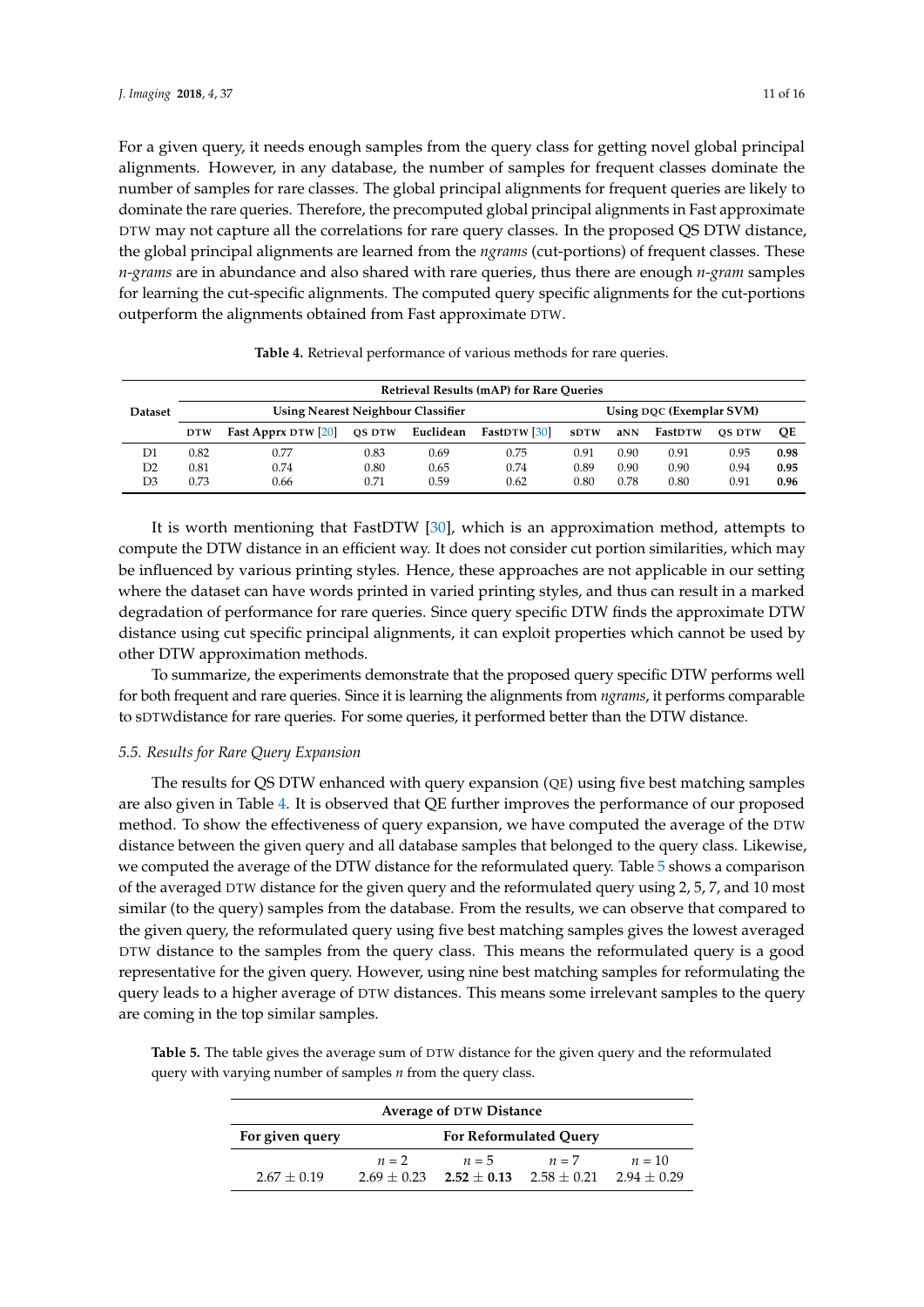For a given query, it needs enough samples from the query class for getting novel global principal alignments. However, in any database, the number of samples for frequent classes dominate the number of samples for rare classes. The global principal alignments for frequent queries are likely to dominate the rare queries. Therefore, the precomputed global principal alignments in Fast approximate DTW may not capture all the correlations for rare query classes. In the proposed QS DTW distance, the global principal alignments are learned from the *ngrams* (cut-portions) of frequent classes. These *n-grams* are in abundance and also shared with rare queries, thus there are enough *n-gram* samples for learning the cut-specific alignments. The computed query specific alignments for the cut-portions outperform the alignments obtained from Fast approximate DTW.

**Table 4.** Retrieval performance of various methods for rare queries.

| Dataset | Retrieval Results (mAP) for Rare Queries | | | | | | | | | |
|---|---|---|---|---|---|---|---|---|---|---|
| | Using Nearest Neighbour Classifier | | | | | Using DQC (Exemplar SVM) | | | | |
| | DTW | Fast Apprx DTW [20] | QS DTW | Euclidean | FastDTW [30] | sDTW | aNN | FastDTW | QS DTW | QE |
| D1 | 0.82 | 0.77 | 0.83 | 0.69 | 0.75 | 0.91 | 0.90 | 0.91 | 0.95 | **0.98** |
| D2 | 0.81 | 0.74 | 0.80 | 0.65 | 0.74 | 0.89 | 0.90 | 0.90 | 0.94 | **0.95** |
| D3 | 0.73 | 0.66 | 0.71 | 0.59 | 0.62 | 0.80 | 0.78 | 0.80 | 0.91 | **0.96** |

It is worth mentioning that FastDTW [30], which is an approximation method, attempts to compute the DTW distance in an efficient way. It does not consider cut portion similarities, which may be influenced by various printing styles. Hence, these approaches are not applicable in our setting where the dataset can have words printed in varied printing styles, and thus can result in a marked degradation of performance for rare queries. Since query specific DTW finds the approximate DTW distance using cut specific principal alignments, it can exploit properties which cannot be used by other DTW approximation methods.

To summarize, the experiments demonstrate that the proposed query specific DTW performs well for both frequent and rare queries. Since it is learning the alignments from *ngrams*, it performs comparable to sDTWdistance for rare queries. For some queries, it performed better than the DTW distance.

### 5.5. Results for Rare Query Expansion

The results for QS DTW enhanced with query expansion (QE) using five best matching samples are also given in Table 4. It is observed that QE further improves the performance of our proposed method. To show the effectiveness of query expansion, we have computed the average of the DTW distance between the given query and all database samples that belonged to the query class. Likewise, we computed the average of the DTW distance for the reformulated query. Table 5 shows a comparison of the averaged DTW distance for the given query and the reformulated query using 2, 5, 7, and 10 most similar (to the query) samples from the database. From the results, we can observe that compared to the given query, the reformulated query using five best matching samples gives the lowest averaged DTW distance to the samples from the query class. This means the reformulated query is a good representative for the given query. However, using nine best matching samples for reformulating the query leads to a higher average of DTW distances. This means some irrelevant samples to the query are coming in the top similar samples.

**Table 5.** The table gives the average sum of DTW distance for the given query and the reformulated query with varying number of samples $n$ from the query class.

| Average of DTW Distance | | | | |
|---|---|---|---|---|
| For given query | For Reformulated Query | | | |
| | $n = 2$ | $n = 5$ | $n = 7$ | $n = 10$ |
| $2.67 \pm 0.19$ | $2.69 \pm 0.23$ | $\mathbf{2.52 \pm 0.13}$ | $2.58 \pm 0.21$ | $2.94 \pm 0.29$ |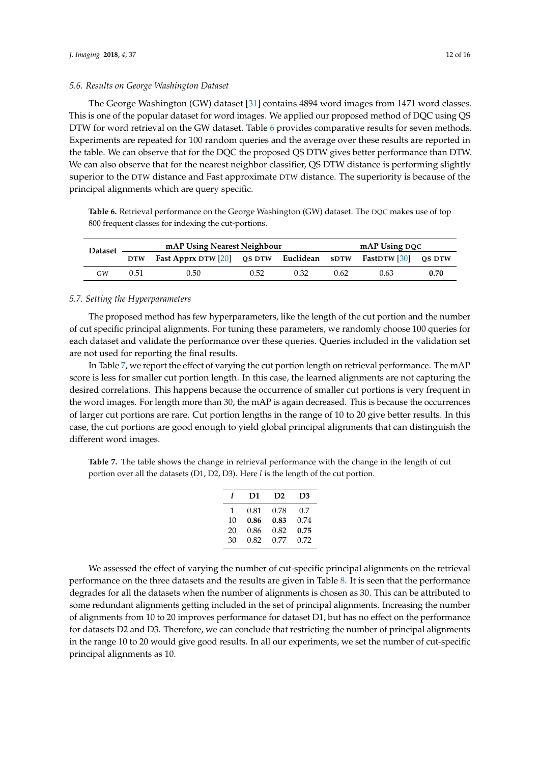### 5.6. Results on George Washington Dataset

The George Washington (GW) dataset [31] contains 4894 word images from 1471 word classes. This is one of the popular dataset for word images. We applied our proposed method of DQC using QS DTW for word retrieval on the GW dataset. Table 6 provides comparative results for seven methods. Experiments are repeated for 100 random queries and the average over these results are reported in the table. We can observe that for the DQC the proposed QS DTW gives better performance than DTW. We can also observe that for the nearest neighbor classifier, QS DTW distance is performing slightly superior to the DTW distance and Fast approximate DTW distance. The superiority is because of the principal alignments which are query specific.

**Table 6.** Retrieval performance on the George Washington (GW) dataset. The DQC makes use of top 800 frequent classes for indexing the cut-portions.

| Dataset | mAP Using Nearest Neighbour | | | | mAP Using DQC | | |
|---|---|---|---|---|---|---|---|
| | **DTW** | **Fast Apprx DTW [20]** | **QS DTW** | **Euclidean** | **sDTW** | **FastDTW [30]** | **QS DTW** |
| GW | 0.51 | 0.50 | 0.52 | 0.32 | 0.62 | 0.63 | **0.70** |

### 5.7. Setting the Hyperparameters

The proposed method has few hyperparameters, like the length of the cut portion and the number of cut specific principal alignments. For tuning these parameters, we randomly choose 100 queries for each dataset and validate the performance over these queries. Queries included in the validation set are not used for reporting the final results.

In Table 7, we report the effect of varying the cut portion length on retrieval performance. The mAP score is less for smaller cut portion length. In this case, the learned alignments are not capturing the desired correlations. This happens because the occurrence of smaller cut portions is very frequent in the word images. For length more than 30, the mAP is again decreased. This is because the occurrences of larger cut portions are rare. Cut portion lengths in the range of 10 to 20 give better results. In this case, the cut portions are good enough to yield global principal alignments that can distinguish the different word images.

**Table 7.** The table shows the change in retrieval performance with the change in the length of cut portion over all the datasets (D1, D2, D3). Here $l$ is the length of the cut portion.

| $l$ | D1 | D2 | D3 |
|---|---|---|---|
| 1 | 0.81 | 0.78 | 0.7 |
| 10 | **0.86** | **0.83** | 0.74 |
| 20 | 0.86 | 0.82 | **0.75** |
| 30 | 0.82 | 0.77 | 0.72 |

We assessed the effect of varying the number of cut-specific principal alignments on the retrieval performance on the three datasets and the results are given in Table 8. It is seen that the performance degrades for all the datasets when the number of alignments is chosen as 30. This can be attributed to some redundant alignments getting included in the set of principal alignments. Increasing the number of alignments from 10 to 20 improves performance for dataset D1, but has no effect on the performance for datasets D2 and D3. Therefore, we can conclude that restricting the number of principal alignments in the range 10 to 20 would give good results. In all our experiments, we set the number of cut-specific principal alignments as 10.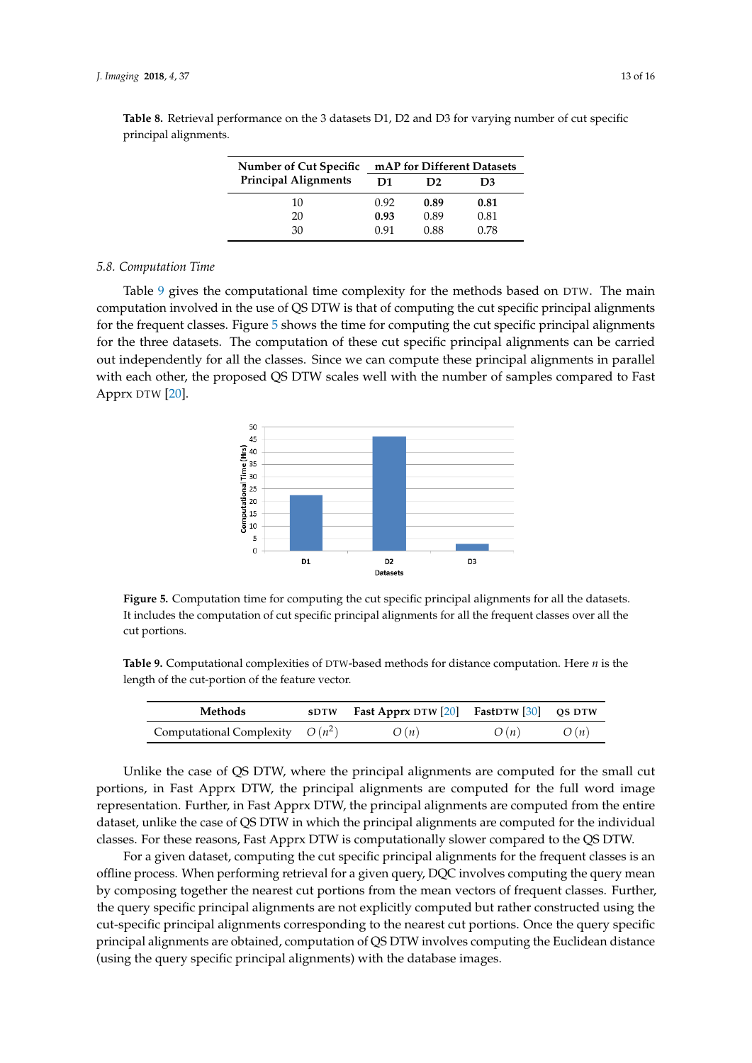**Table 8.** Retrieval performance on the 3 datasets D1, D2 and D3 for varying number of cut specific principal alignments.

| Number of Cut Specific Principal Alignments | mAP for Different Datasets | | |
|---|---|---|---|
| | D1 | D2 | D3 |
| 10 | 0.92 | **0.89** | **0.81** |
| 20 | **0.93** | 0.89 | 0.81 |
| 30 | 0.91 | 0.88 | 0.78 |

### 5.8. Computation Time

Table 9 gives the computational time complexity for the methods based on DTW. The main computation involved in the use of QS DTW is that of computing the cut specific principal alignments for the frequent classes. Figure 5 shows the time for computing the cut specific principal alignments for the three datasets. The computation of these cut specific principal alignments can be carried out independently for all the classes. Since we can compute these principal alignments in parallel with each other, the proposed QS DTW scales well with the number of samples compared to Fast Apprx DTW [20].

**Figure 5.** Computation time for computing the cut specific principal alignments for all the datasets. It includes the computation of cut specific principal alignments for all the frequent classes over all the cut portions.

**Table 9.** Computational complexities of DTW-based methods for distance computation. Here $n$ is the length of the cut-portion of the feature vector.

| Methods | sDTW | Fast Apprx DTW [20] | FastDTW [30] | QS DTW |
|---|---|---|---|---|
| Computational Complexity | $O(n^2)$ | $O(n)$ | $O(n)$ | $O(n)$ |

Unlike the case of QS DTW, where the principal alignments are computed for the small cut portions, in Fast Apprx DTW, the principal alignments are computed for the full word image representation. Further, in Fast Apprx DTW, the principal alignments are computed from the entire dataset, unlike the case of QS DTW in which the principal alignments are computed for the individual classes. For these reasons, Fast Apprx DTW is computationally slower compared to the QS DTW.

For a given dataset, computing the cut specific principal alignments for the frequent classes is an offline process. When performing retrieval for a given query, DQC involves computing the query mean by composing together the nearest cut portions from the mean vectors of frequent classes. Further, the query specific principal alignments are not explicitly computed but rather constructed using the cut-specific principal alignments corresponding to the nearest cut portions. Once the query specific principal alignments are obtained, computation of QS DTW involves computing the Euclidean distance (using the query specific principal alignments) with the database images.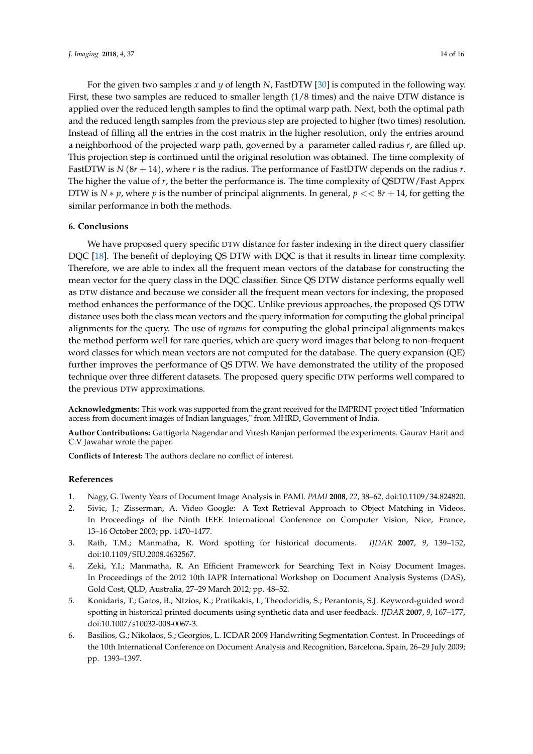For the given two samples $x$ and $y$ of length $N$, FastDTW [30] is computed in the following way. First, these two samples are reduced to smaller length (1/8 times) and the naive DTW distance is applied over the reduced length samples to find the optimal warp path. Next, both the optimal path and the reduced length samples from the previous step are projected to higher (two times) resolution. Instead of filling all the entries in the cost matrix in the higher resolution, only the entries around a neighborhood of the projected warp path, governed by a parameter called radius $r$, are filled up. This projection step is continued until the original resolution was obtained. The time complexity of FastDTW is $N(8r + 14)$, where $r$ is the radius. The performance of FastDTW depends on the radius $r$. The higher the value of $r$, the better the performance is. The time complexity of QSDTW/Fast Apprx DTW is $N * p$, where $p$ is the number of principal alignments. In general, $p << 8r + 14$, for getting the similar performance in both the methods.

## 6. Conclusions

We have proposed query specific DTW distance for faster indexing in the direct query classifier DQC [18]. The benefit of deploying QS DTW with DQC is that it results in linear time complexity. Therefore, we are able to index all the frequent mean vectors of the database for constructing the mean vector for the query class in the DQC classifier. Since QS DTW distance performs equally well as DTW distance and because we consider all the frequent mean vectors for indexing, the proposed method enhances the performance of the DQC. Unlike previous approaches, the proposed QS DTW distance uses both the class mean vectors and the query information for computing the global principal alignments for the query. The use of *ngrams* for computing the global principal alignments makes the method perform well for rare queries, which are query word images that belong to non-frequent word classes for which mean vectors are not computed for the database. The query expansion (QE) further improves the performance of QS DTW. We have demonstrated the utility of the proposed technique over three different datasets. The proposed query specific DTW performs well compared to the previous DTW approximations.

**Acknowledgments:** This work was supported from the grant received for the IMPRINT project titled "Information access from document images of Indian languages," from MHRD, Government of India.

**Author Contributions:** Gattigorla Nagendar and Viresh Ranjan performed the experiments. Gaurav Harit and C.V Jawahar wrote the paper.

**Conflicts of Interest:** The authors declare no conflict of interest.

## References

1. Nagy, G. Twenty Years of Document Image Analysis in PAMI. *PAMI* **2008**, *22*, 38–62, doi:10.1109/34.824820.
2. Sivic, J.; Zisserman, A. Video Google: A Text Retrieval Approach to Object Matching in Videos. In Proceedings of the Ninth IEEE International Conference on Computer Vision, Nice, France, 13–16 October 2003; pp. 1470–1477.
3. Rath, T.M.; Manmatha, R. Word spotting for historical documents. *IJDAR* **2007**, *9*, 139–152, doi:10.1109/SIU.2008.4632567.
4. Zeki, Y.I.; Manmatha, R. An Efficient Framework for Searching Text in Noisy Document Images. In Proceedings of the 2012 10th IAPR International Workshop on Document Analysis Systems (DAS), Gold Cost, QLD, Australia, 27–29 March 2012; pp. 48–52.
5. Konidaris, T.; Gatos, B.; Ntzios, K.; Pratikakis, I.; Theodoridis, S.; Perantonis, S.J. Keyword-guided word spotting in historical printed documents using synthetic data and user feedback. *IJDAR* **2007**, *9*, 167–177, doi:10.1007/s10032-008-0067-3.
6. Basilios, G.; Nikolaos, S.; Georgios, L. ICDAR 2009 Handwriting Segmentation Contest. In Proceedings of the 10th International Conference on Document Analysis and Recognition, Barcelona, Spain, 26–29 July 2009; pp. 1393–1397.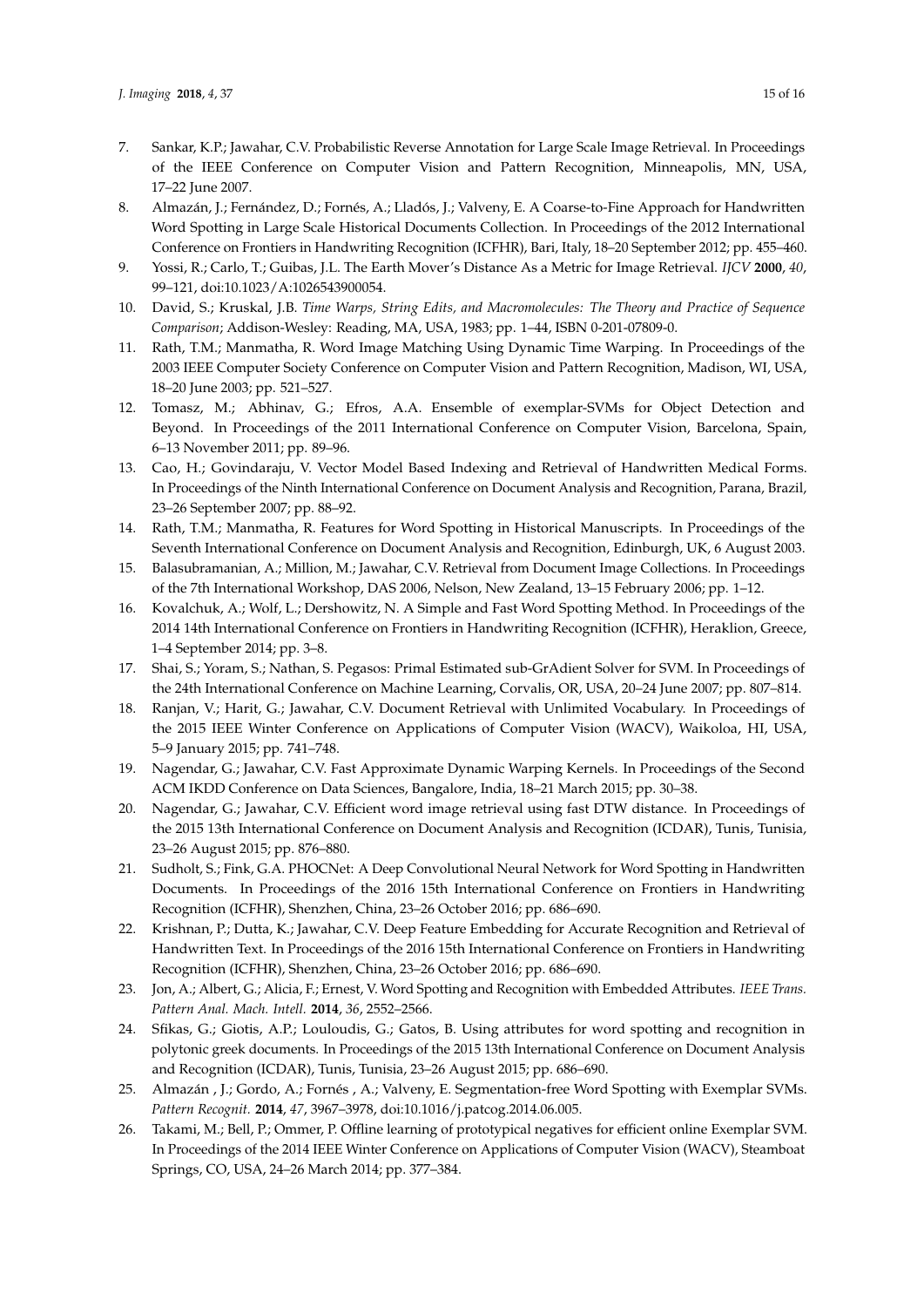7. Sankar, K.P.; Jawahar, C.V. Probabilistic Reverse Annotation for Large Scale Image Retrieval. In Proceedings of the IEEE Conference on Computer Vision and Pattern Recognition, Minneapolis, MN, USA, 17–22 June 2007.
8. Almazán, J.; Fernández, D.; Fornés, A.; Lladós, J.; Valveny, E. A Coarse-to-Fine Approach for Handwritten Word Spotting in Large Scale Historical Documents Collection. In Proceedings of the 2012 International Conference on Frontiers in Handwriting Recognition (ICFHR), Bari, Italy, 18–20 September 2012; pp. 455–460.
9. Yossi, R.; Carlo, T.; Guibas, J.L. The Earth Mover's Distance As a Metric for Image Retrieval. *IJCV* **2000**, *40*, 99–121, doi:10.1023/A:1026543900054.
10. David, S.; Kruskal, J.B. *Time Warps, String Edits, and Macromolecules: The Theory and Practice of Sequence Comparison*; Addison-Wesley: Reading, MA, USA, 1983; pp. 1–44, ISBN 0-201-07809-0.
11. Rath, T.M.; Manmatha, R. Word Image Matching Using Dynamic Time Warping. In Proceedings of the 2003 IEEE Computer Society Conference on Computer Vision and Pattern Recognition, Madison, WI, USA, 18–20 June 2003; pp. 521–527.
12. Tomasz, M.; Abhinav, G.; Efros, A.A. Ensemble of exemplar-SVMs for Object Detection and Beyond. In Proceedings of the 2011 International Conference on Computer Vision, Barcelona, Spain, 6–13 November 2011; pp. 89–96.
13. Cao, H.; Govindaraju, V. Vector Model Based Indexing and Retrieval of Handwritten Medical Forms. In Proceedings of the Ninth International Conference on Document Analysis and Recognition, Parana, Brazil, 23–26 September 2007; pp. 88–92.
14. Rath, T.M.; Manmatha, R. Features for Word Spotting in Historical Manuscripts. In Proceedings of the Seventh International Conference on Document Analysis and Recognition, Edinburgh, UK, 6 August 2003.
15. Balasubramanian, A.; Million, M.; Jawahar, C.V. Retrieval from Document Image Collections. In Proceedings of the 7th International Workshop, DAS 2006, Nelson, New Zealand, 13–15 February 2006; pp. 1–12.
16. Kovalchuk, A.; Wolf, L.; Dershowitz, N. A Simple and Fast Word Spotting Method. In Proceedings of the 2014 14th International Conference on Frontiers in Handwriting Recognition (ICFHR), Heraklion, Greece, 1–4 September 2014; pp. 3–8.
17. Shai, S.; Yoram, S.; Nathan, S. Pegasos: Primal Estimated sub-GrAdient Solver for SVM. In Proceedings of the 24th International Conference on Machine Learning, Corvalis, OR, USA, 20–24 June 2007; pp. 807–814.
18. Ranjan, V.; Harit, G.; Jawahar, C.V. Document Retrieval with Unlimited Vocabulary. In Proceedings of the 2015 IEEE Winter Conference on Applications of Computer Vision (WACV), Waikoloa, HI, USA, 5–9 January 2015; pp. 741–748.
19. Nagendar, G.; Jawahar, C.V. Fast Approximate Dynamic Warping Kernels. In Proceedings of the Second ACM IKDD Conference on Data Sciences, Bangalore, India, 18–21 March 2015; pp. 30–38.
20. Nagendar, G.; Jawahar, C.V. Efficient word image retrieval using fast DTW distance. In Proceedings of the 2015 13th International Conference on Document Analysis and Recognition (ICDAR), Tunis, Tunisia, 23–26 August 2015; pp. 876–880.
21. Sudholt, S.; Fink, G.A. PHOCNet: A Deep Convolutional Neural Network for Word Spotting in Handwritten Documents. In Proceedings of the 2016 15th International Conference on Frontiers in Handwriting Recognition (ICFHR), Shenzhen, China, 23–26 October 2016; pp. 686–690.
22. Krishnan, P.; Dutta, K.; Jawahar, C.V. Deep Feature Embedding for Accurate Recognition and Retrieval of Handwritten Text. In Proceedings of the 2016 15th International Conference on Frontiers in Handwriting Recognition (ICFHR), Shenzhen, China, 23–26 October 2016; pp. 686–690.
23. Jon, A.; Albert, G.; Alicia, F.; Ernest, V. Word Spotting and Recognition with Embedded Attributes. *IEEE Trans. Pattern Anal. Mach. Intell.* **2014**, *36*, 2552–2566.
24. Sfikas, G.; Giotis, A.P.; Louloudis, G.; Gatos, B. Using attributes for word spotting and recognition in polytonic greek documents. In Proceedings of the 2015 13th International Conference on Document Analysis and Recognition (ICDAR), Tunis, Tunisia, 23–26 August 2015; pp. 686–690.
25. Almazán , J.; Gordo, A.; Fornés , A.; Valveny, E. Segmentation-free Word Spotting with Exemplar SVMs. *Pattern Recognit.* **2014**, *47*, 3967–3978, doi:10.1016/j.patcog.2014.06.005.
26. Takami, M.; Bell, P.; Ommer, P. Offline learning of prototypical negatives for efficient online Exemplar SVM. In Proceedings of the 2014 IEEE Winter Conference on Applications of Computer Vision (WACV), Steamboat Springs, CO, USA, 24–26 March 2014; pp. 377–384.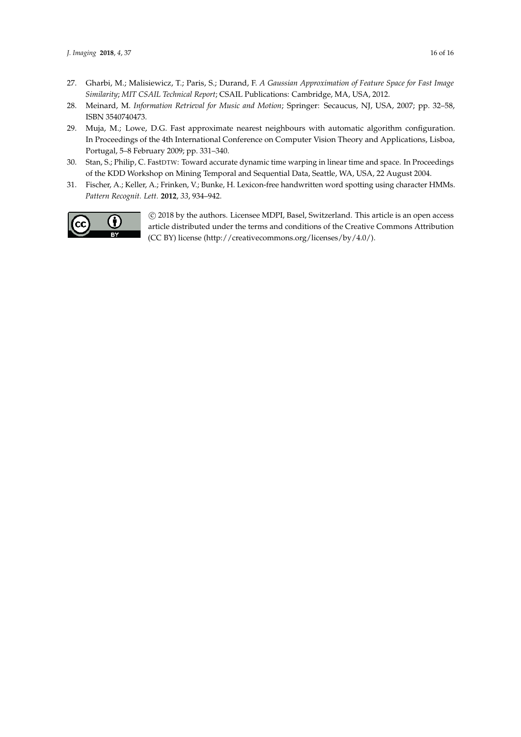27. Gharbi, M.; Malisiewicz, T.; Paris, S.; Durand, F. *A Gaussian Approximation of Feature Space for Fast Image Similarity*; *MIT CSAIL Technical Report*; CSAIL Publications: Cambridge, MA, USA, 2012.
28. Meinard, M. *Information Retrieval for Music and Motion*; Springer: Secaucus, NJ, USA, 2007; pp. 32–58, ISBN 3540740473.
29. Muja, M.; Lowe, D.G. Fast approximate nearest neighbours with automatic algorithm configuration. In Proceedings of the 4th International Conference on Computer Vision Theory and Applications, Lisboa, Portugal, 5–8 February 2009; pp. 331–340.
30. Stan, S.; Philip, C. FastDTW: Toward accurate dynamic time warping in linear time and space. In Proceedings of the KDD Workshop on Mining Temporal and Sequential Data, Seattle, WA, USA, 22 August 2004.
31. Fischer, A.; Keller, A.; Frinken, V.; Bunke, H. Lexicon-free handwritten word spotting using character HMMs. *Pattern Recognit. Lett.* **2012**, *33*, 934–942.

© 2018 by the authors. Licensee MDPI, Basel, Switzerland. This article is an open access article distributed under the terms and conditions of the Creative Commons Attribution (CC BY) license (http://creativecommons.org/licenses/by/4.0/).